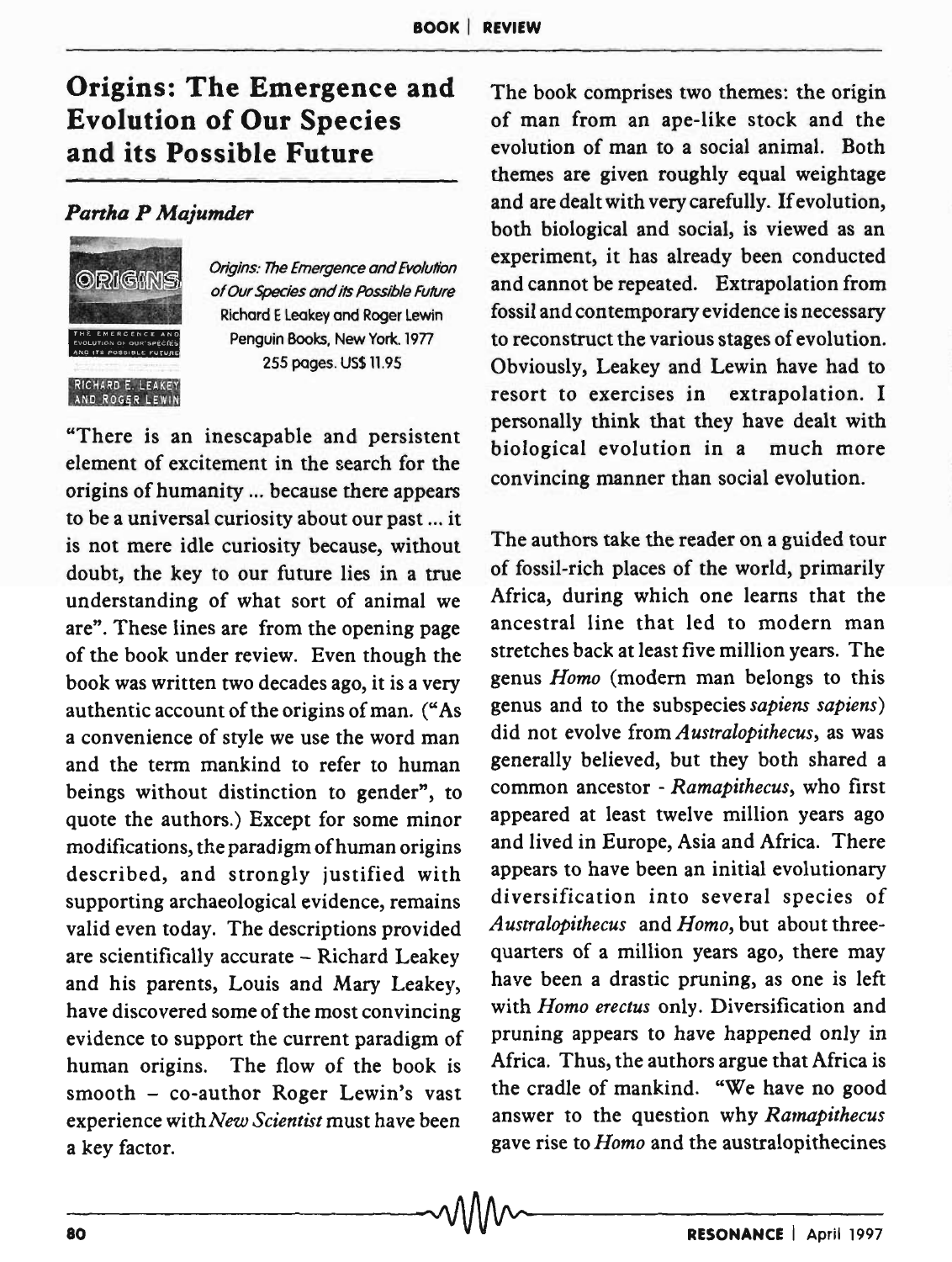# Origins: The Emergence and Evolution of Our Species and its Possible Future

***Partha P Majumder***

*Origins: The Emergence and Evolution of Our Species and its Possible Future*
Richard E Leakey and Roger Lewin
Penguin Books, New York. 1977
255 pages. US$ 11.95

"There is an inescapable and persistent element of excitement in the search for the origins of humanity ... because there appears to be a universal curiosity about our past ... it is not mere idle curiosity because, without doubt, the key to our future lies in a true understanding of what sort of animal we are". These lines are from the opening page of the book under review. Even though the book was written two decades ago, it is a very authentic account of the origins of man. ("As a convenience of style we use the word man and the term mankind to refer to human beings without distinction to gender", to quote the authors.) Except for some minor modifications, the paradigm of human origins described, and strongly justified with supporting archaeological evidence, remains valid even today. The descriptions provided are scientifically accurate – Richard Leakey and his parents, Louis and Mary Leakey, have discovered some of the most convincing evidence to support the current paradigm of human origins. The flow of the book is smooth – co-author Roger Lewin's vast experience with *New Scientist* must have been a key factor.

The book comprises two themes: the origin of man from an ape-like stock and the evolution of man to a social animal. Both themes are given roughly equal weightage and are dealt with very carefully. If evolution, both biological and social, is viewed as an experiment, it has already been conducted and cannot be repeated. Extrapolation from fossil and contemporary evidence is necessary to reconstruct the various stages of evolution. Obviously, Leakey and Lewin have had to resort to exercises in extrapolation. I personally think that they have dealt with biological evolution in a much more convincing manner than social evolution.

The authors take the reader on a guided tour of fossil-rich places of the world, primarily Africa, during which one learns that the ancestral line that led to modern man stretches back at least five million years. The genus *Homo* (modern man belongs to this genus and to the subspecies *sapiens sapiens*) did not evolve from *Australopithecus*, as was generally believed, but they both shared a common ancestor - *Ramapithecus*, who first appeared at least twelve million years ago and lived in Europe, Asia and Africa. There appears to have been an initial evolutionary diversification into several species of *Australopithecus* and *Homo*, but about three-quarters of a million years ago, there may have been a drastic pruning, as one is left with *Homo erectus* only. Diversification and pruning appears to have happened only in Africa. Thus, the authors argue that Africa is the cradle of mankind. "We have no good answer to the question why *Ramapithecus* gave rise to *Homo* and the australopithecines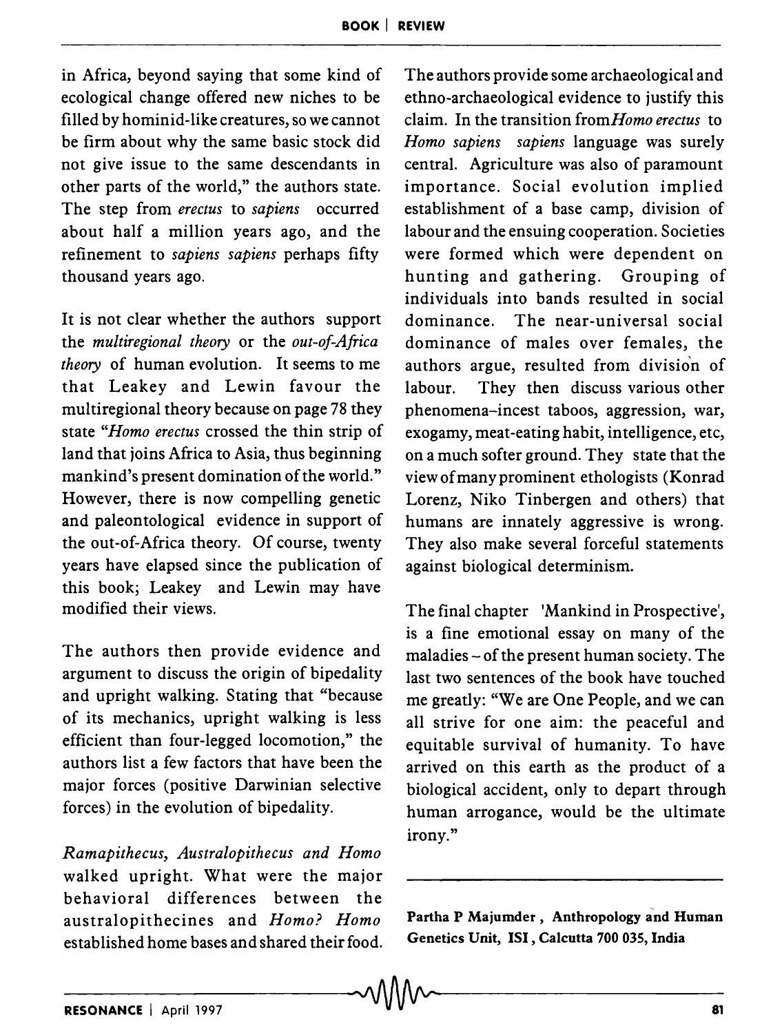in Africa, beyond saying that some kind of ecological change offered new niches to be filled by hominid-like creatures, so we cannot be firm about why the same basic stock did not give issue to the same descendants in other parts of the world," the authors state. The step from *erectus* to *sapiens* occurred about half a million years ago, and the refinement to *sapiens sapiens* perhaps fifty thousand years ago.

It is not clear whether the authors support the *multiregional theory* or the *out-of-Africa theory* of human evolution. It seems to me that Leakey and Lewin favour the multiregional theory because on page 78 they state "*Homo erectus* crossed the thin strip of land that joins Africa to Asia, thus beginning mankind's present domination of the world." However, there is now compelling genetic and paleontological evidence in support of the out-of-Africa theory. Of course, twenty years have elapsed since the publication of this book; Leakey and Lewin may have modified their views.

The authors then provide evidence and argument to discuss the origin of bipedality and upright walking. Stating that "because of its mechanics, upright walking is less efficient than four-legged locomotion," the authors list a few factors that have been the major forces (positive Darwinian selective forces) in the evolution of bipedality.

*Ramapithecus, Australopithecus and Homo* walked upright. What were the major behavioral differences between the australopithecines and *Homo*? *Homo* established home bases and shared their food. The authors provide some archaeological and ethno-archaeological evidence to justify this claim. In the transition from *Homo erectus* to *Homo sapiens sapiens* language was surely central. Agriculture was also of paramount importance. Social evolution implied establishment of a base camp, division of labour and the ensuing cooperation. Societies were formed which were dependent on hunting and gathering. Grouping of individuals into bands resulted in social dominance. The near-universal social dominance of males over females, the authors argue, resulted from division of labour. They then discuss various other phenomena–incest taboos, aggression, war, exogamy, meat-eating habit, intelligence, etc, on a much softer ground. They state that the view of many prominent ethologists (Konrad Lorenz, Niko Tinbergen and others) that humans are innately aggressive is wrong. They also make several forceful statements against biological determinism.

The final chapter 'Mankind in Prospective', is a fine emotional essay on many of the maladies – of the present human society. The last two sentences of the book have touched me greatly: "We are One People, and we can all strive for one aim: the peaceful and equitable survival of humanity. To have arrived on this earth as the product of a biological accident, only to depart through human arrogance, would be the ultimate irony."

---

**Partha P Majumder, Anthropology and Human Genetics Unit, ISI, Calcutta 700 035, India**